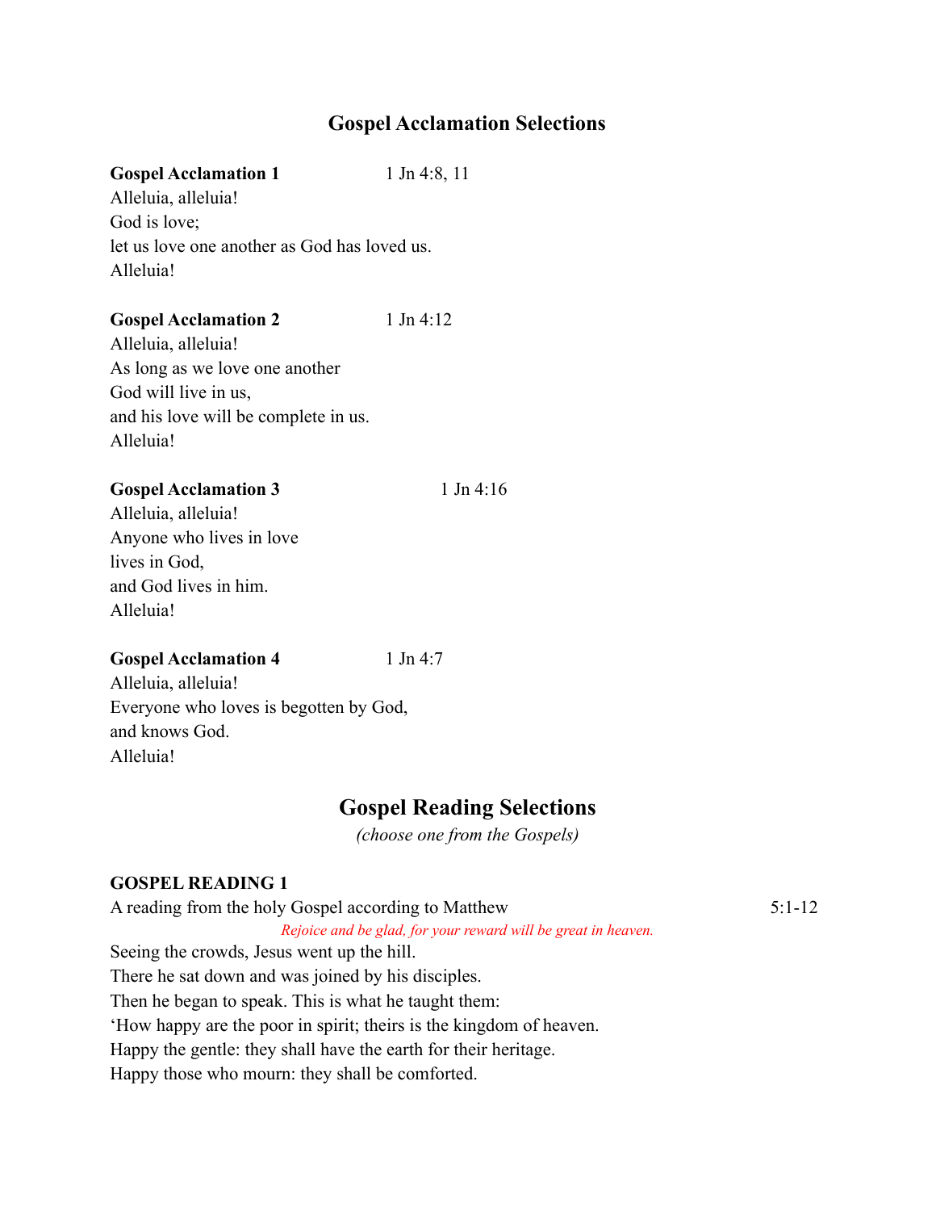## Gospel Acclamation Selections

**Gospel Acclamation 1** 1 Jn 4:8, 11

Alleluia, alleluia!
God is love;
let us love one another as God has loved us.
Alleluia!

**Gospel Acclamation 2** 1 Jn 4:12

Alleluia, alleluia!
As long as we love one another
God will live in us,
and his love will be complete in us.
Alleluia!

**Gospel Acclamation 3** 1 Jn 4:16

Alleluia, alleluia!
Anyone who lives in love
lives in God,
and God lives in him.
Alleluia!

**Gospel Acclamation 4** 1 Jn 4:7

Alleluia, alleluia!
Everyone who loves is begotten by God,
and knows God.
Alleluia!

## Gospel Reading Selections

*(choose one from the Gospels)*

**GOSPEL READING 1**

A reading from the holy Gospel according to Matthew 5:1-12

*Rejoice and be glad, for your reward will be great in heaven.*

Seeing the crowds, Jesus went up the hill.
There he sat down and was joined by his disciples.
Then he began to speak. This is what he taught them:
'How happy are the poor in spirit; theirs is the kingdom of heaven.
Happy the gentle: they shall have the earth for their heritage.
Happy those who mourn: they shall be comforted.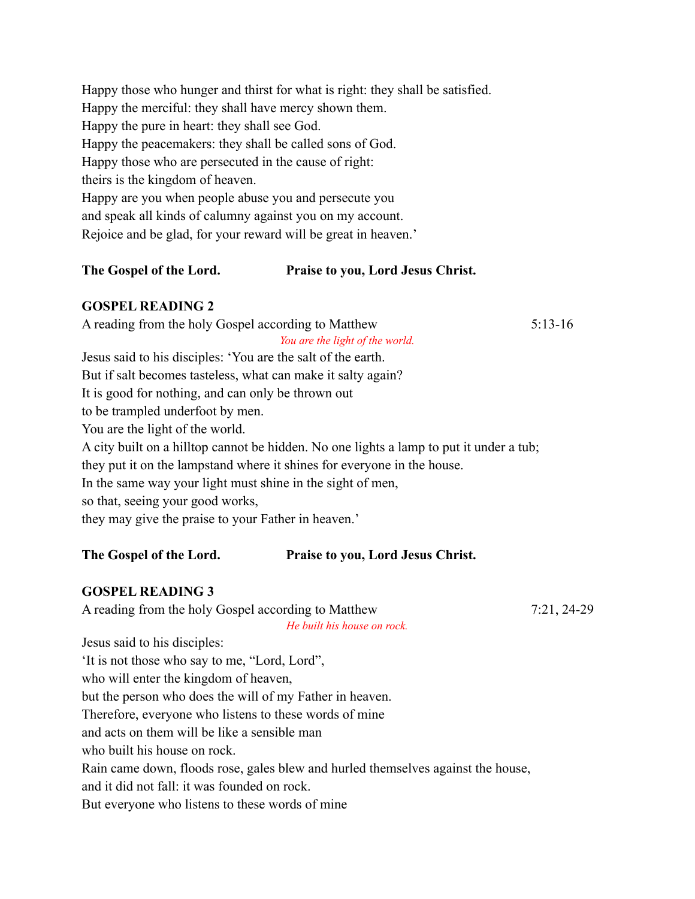Happy those who hunger and thirst for what is right: they shall be satisfied.
Happy the merciful: they shall have mercy shown them.
Happy the pure in heart: they shall see God.
Happy the peacemakers: they shall be called sons of God.
Happy those who are persecuted in the cause of right:
theirs is the kingdom of heaven.
Happy are you when people abuse you and persecute you
and speak all kinds of calumny against you on my account.
Rejoice and be glad, for your reward will be great in heaven.'

**The Gospel of the Lord.** **Praise to you, Lord Jesus Christ.**

**GOSPEL READING 2**

A reading from the holy Gospel according to Matthew 5:13-16

*You are the light of the world.*

Jesus said to his disciples: 'You are the salt of the earth.
But if salt becomes tasteless, what can make it salty again?
It is good for nothing, and can only be thrown out
to be trampled underfoot by men.
You are the light of the world.
A city built on a hilltop cannot be hidden. No one lights a lamp to put it under a tub;
they put it on the lampstand where it shines for everyone in the house.
In the same way your light must shine in the sight of men,
so that, seeing your good works,
they may give the praise to your Father in heaven.'

**The Gospel of the Lord.** **Praise to you, Lord Jesus Christ.**

**GOSPEL READING 3**

A reading from the holy Gospel according to Matthew 7:21, 24-29

*He built his house on rock.*

Jesus said to his disciples:
'It is not those who say to me, "Lord, Lord",
who will enter the kingdom of heaven,
but the person who does the will of my Father in heaven.
Therefore, everyone who listens to these words of mine
and acts on them will be like a sensible man
who built his house on rock.
Rain came down, floods rose, gales blew and hurled themselves against the house,
and it did not fall: it was founded on rock.
But everyone who listens to these words of mine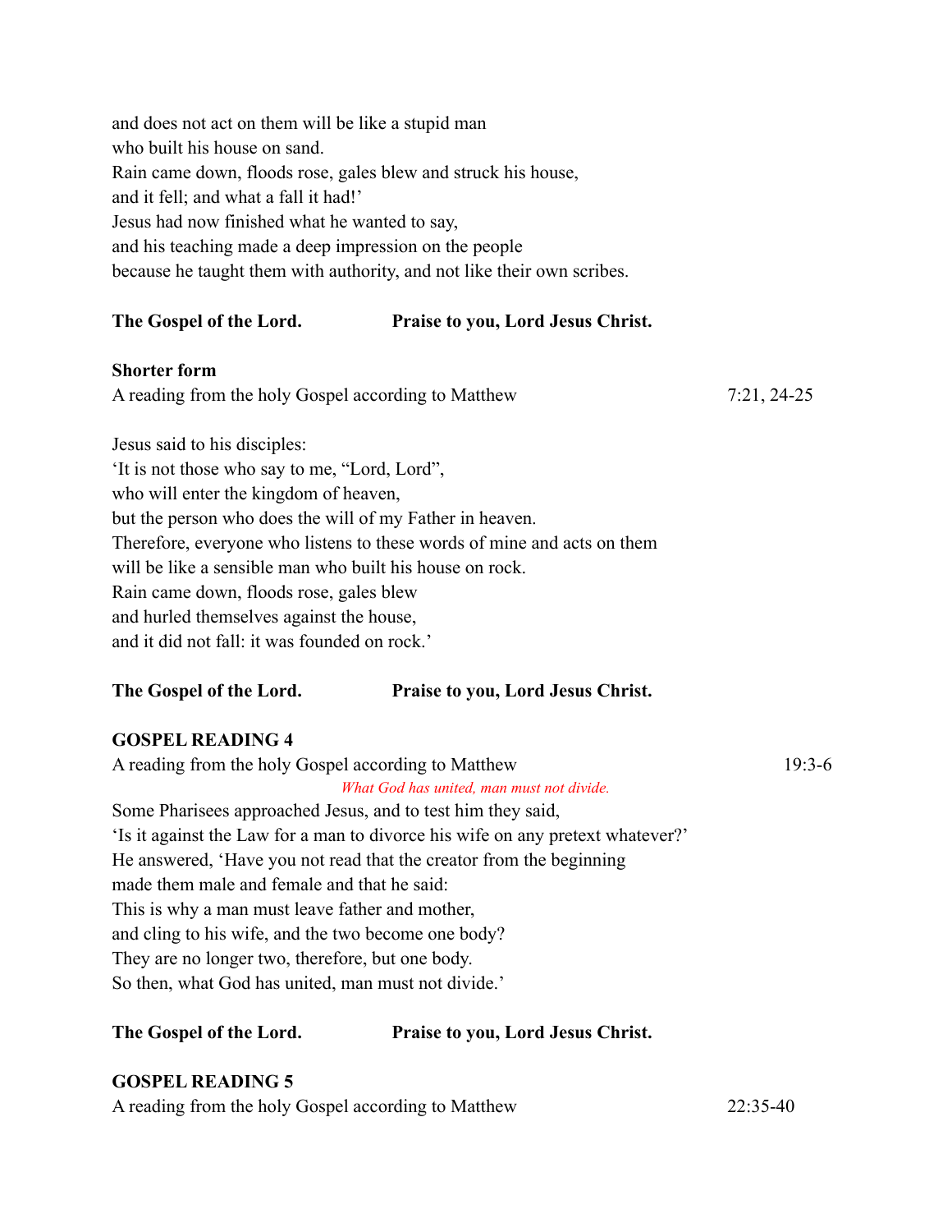and does not act on them will be like a stupid man
who built his house on sand.
Rain came down, floods rose, gales blew and struck his house,
and it fell; and what a fall it had!'
Jesus had now finished what he wanted to say,
and his teaching made a deep impression on the people
because he taught them with authority, and not like their own scribes.

**The Gospel of the Lord.** **Praise to you, Lord Jesus Christ.**

**Shorter form**
A reading from the holy Gospel according to Matthew 7:21, 24-25

Jesus said to his disciples:
'It is not those who say to me, "Lord, Lord",
who will enter the kingdom of heaven,
but the person who does the will of my Father in heaven.
Therefore, everyone who listens to these words of mine and acts on them
will be like a sensible man who built his house on rock.
Rain came down, floods rose, gales blew
and hurled themselves against the house,
and it did not fall: it was founded on rock.'

**The Gospel of the Lord.** **Praise to you, Lord Jesus Christ.**

**GOSPEL READING 4**
A reading from the holy Gospel according to Matthew 19:3-6

*What God has united, man must not divide.*

Some Pharisees approached Jesus, and to test him they said,
'Is it against the Law for a man to divorce his wife on any pretext whatever?'
He answered, 'Have you not read that the creator from the beginning
made them male and female and that he said:
This is why a man must leave father and mother,
and cling to his wife, and the two become one body?
They are no longer two, therefore, but one body.
So then, what God has united, man must not divide.'

**The Gospel of the Lord.** **Praise to you, Lord Jesus Christ.**

**GOSPEL READING 5**
A reading from the holy Gospel according to Matthew 22:35-40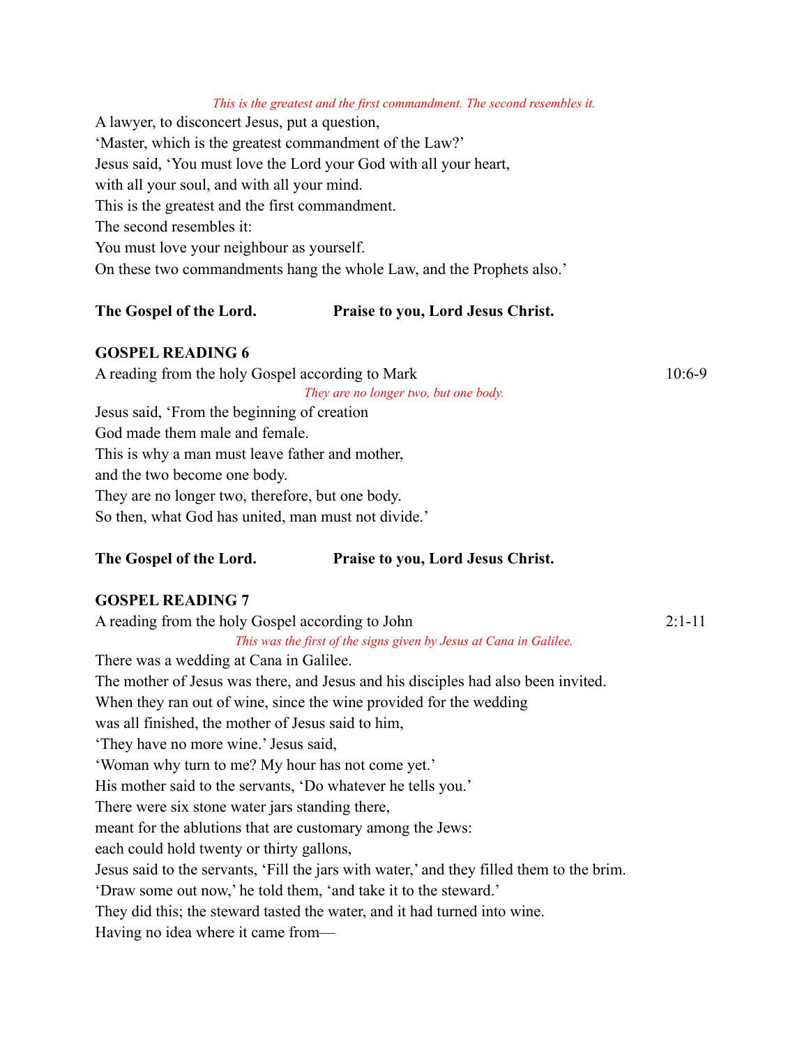*This is the greatest and the first commandment. The second resembles it.*

A lawyer, to disconcert Jesus, put a question,
'Master, which is the greatest commandment of the Law?'
Jesus said, 'You must love the Lord your God with all your heart,
with all your soul, and with all your mind.
This is the greatest and the first commandment.
The second resembles it:
You must love your neighbour as yourself.
On these two commandments hang the whole Law, and the Prophets also.'

**The Gospel of the Lord.** **Praise to you, Lord Jesus Christ.**

**GOSPEL READING 6**

A reading from the holy Gospel according to Mark 10:6-9

*They are no longer two, but one body.*

Jesus said, 'From the beginning of creation
God made them male and female.
This is why a man must leave father and mother,
and the two become one body.
They are no longer two, therefore, but one body.
So then, what God has united, man must not divide.'

**The Gospel of the Lord.** **Praise to you, Lord Jesus Christ.**

**GOSPEL READING 7**

A reading from the holy Gospel according to John 2:1-11

*This was the first of the signs given by Jesus at Cana in Galilee.*

There was a wedding at Cana in Galilee.
The mother of Jesus was there, and Jesus and his disciples had also been invited.
When they ran out of wine, since the wine provided for the wedding
was all finished, the mother of Jesus said to him,
'They have no more wine.' Jesus said,
'Woman why turn to me? My hour has not come yet.'
His mother said to the servants, 'Do whatever he tells you.'
There were six stone water jars standing there,
meant for the ablutions that are customary among the Jews:
each could hold twenty or thirty gallons,
Jesus said to the servants, 'Fill the jars with water,' and they filled them to the brim.
'Draw some out now,' he told them, 'and take it to the steward.'
They did this; the steward tasted the water, and it had turned into wine.
Having no idea where it came from—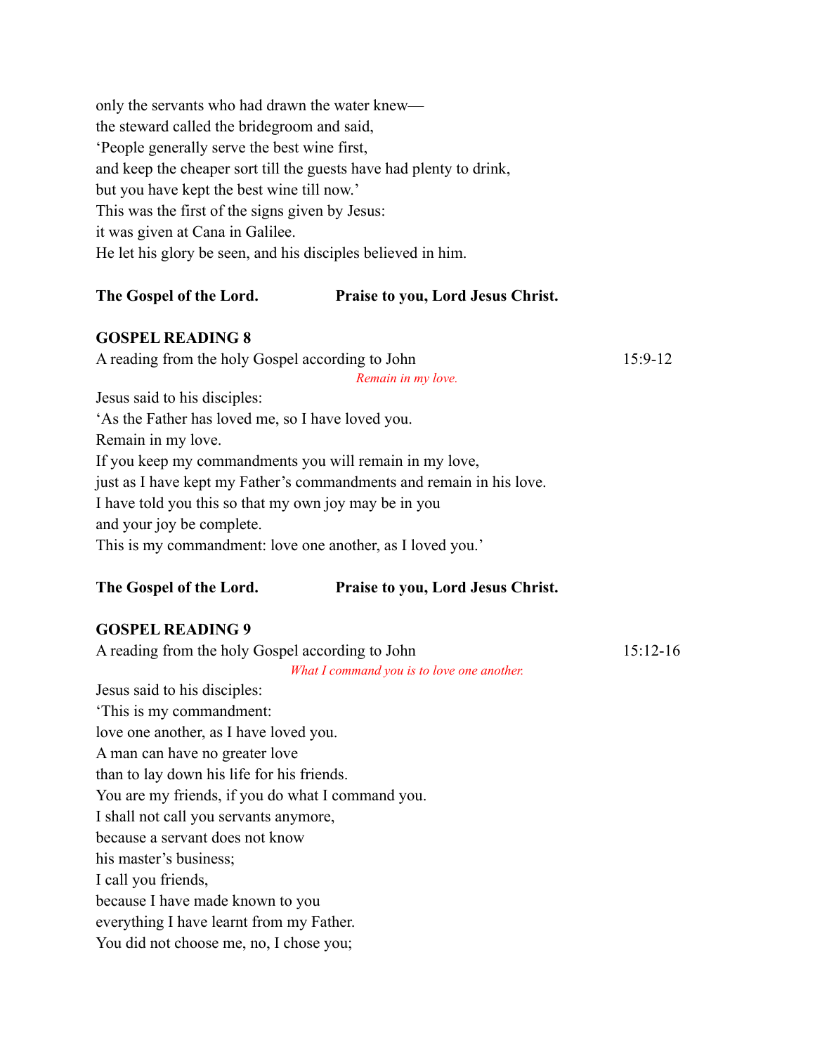only the servants who had drawn the water knew—
the steward called the bridegroom and said,
'People generally serve the best wine first,
and keep the cheaper sort till the guests have had plenty to drink,
but you have kept the best wine till now.'
This was the first of the signs given by Jesus:
it was given at Cana in Galilee.
He let his glory be seen, and his disciples believed in him.

**The Gospel of the Lord.** **Praise to you, Lord Jesus Christ.**

**GOSPEL READING 8**

A reading from the holy Gospel according to John 15:9-12

*Remain in my love.*

Jesus said to his disciples:
'As the Father has loved me, so I have loved you.
Remain in my love.
If you keep my commandments you will remain in my love,
just as I have kept my Father's commandments and remain in his love.
I have told you this so that my own joy may be in you
and your joy be complete.
This is my commandment: love one another, as I loved you.'

**The Gospel of the Lord.** **Praise to you, Lord Jesus Christ.**

**GOSPEL READING 9**

A reading from the holy Gospel according to John 15:12-16

*What I command you is to love one another.*

Jesus said to his disciples:
'This is my commandment:
love one another, as I have loved you.
A man can have no greater love
than to lay down his life for his friends.
You are my friends, if you do what I command you.
I shall not call you servants anymore,
because a servant does not know
his master's business;
I call you friends,
because I have made known to you
everything I have learnt from my Father.
You did not choose me, no, I chose you;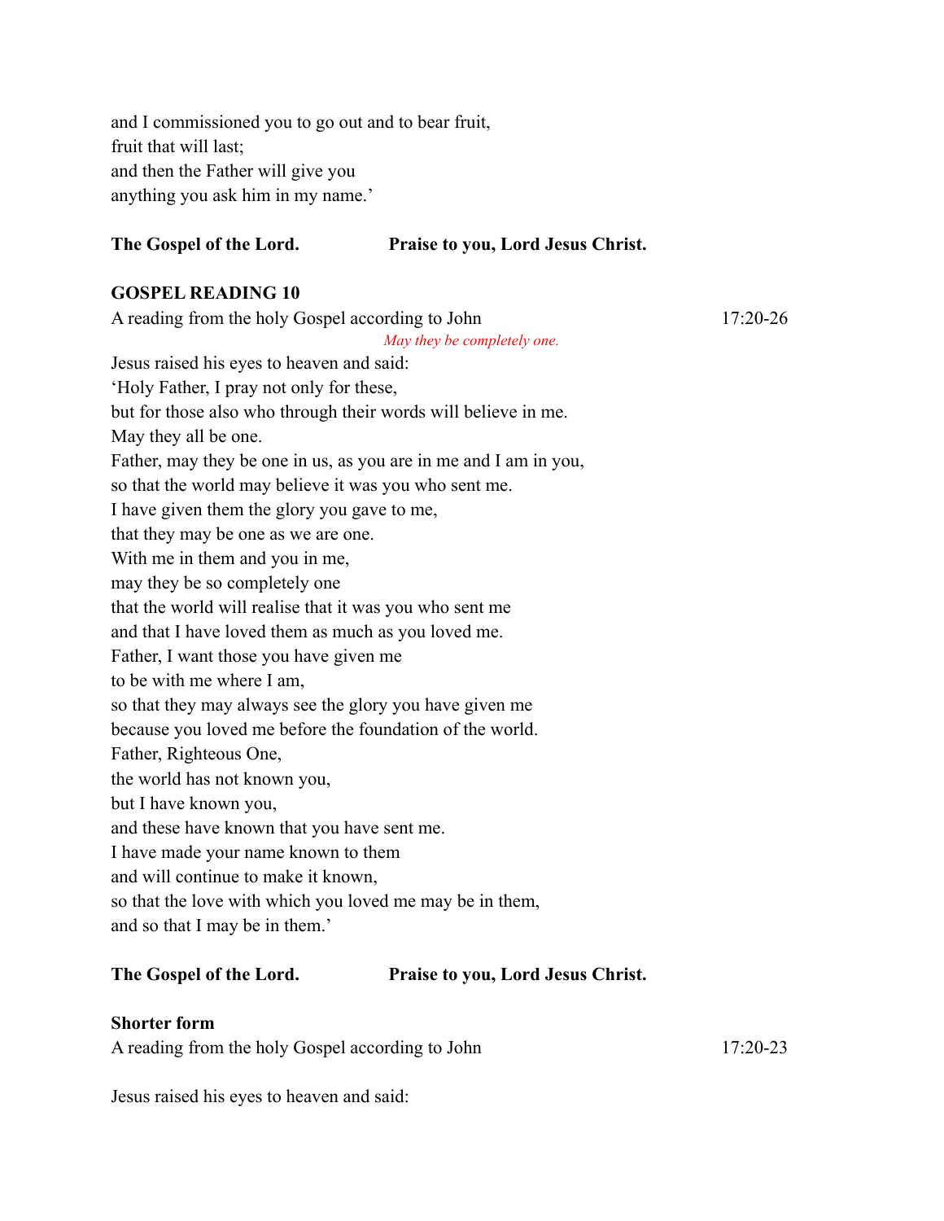and I commissioned you to go out and to bear fruit,
fruit that will last;
and then the Father will give you
anything you ask him in my name.'

**The Gospel of the Lord.** **Praise to you, Lord Jesus Christ.**

**GOSPEL READING 10**

A reading from the holy Gospel according to John 17:20-26

*May they be completely one.*

Jesus raised his eyes to heaven and said:
'Holy Father, I pray not only for these,
but for those also who through their words will believe in me.
May they all be one.
Father, may they be one in us, as you are in me and I am in you,
so that the world may believe it was you who sent me.
I have given them the glory you gave to me,
that they may be one as we are one.
With me in them and you in me,
may they be so completely one
that the world will realise that it was you who sent me
and that I have loved them as much as you loved me.
Father, I want those you have given me
to be with me where I am,
so that they may always see the glory you have given me
because you loved me before the foundation of the world.
Father, Righteous One,
the world has not known you,
but I have known you,
and these have known that you have sent me.
I have made your name known to them
and will continue to make it known,
so that the love with which you loved me may be in them,
and so that I may be in them.'

**The Gospel of the Lord.** **Praise to you, Lord Jesus Christ.**

**Shorter form**

A reading from the holy Gospel according to John 17:20-23

Jesus raised his eyes to heaven and said: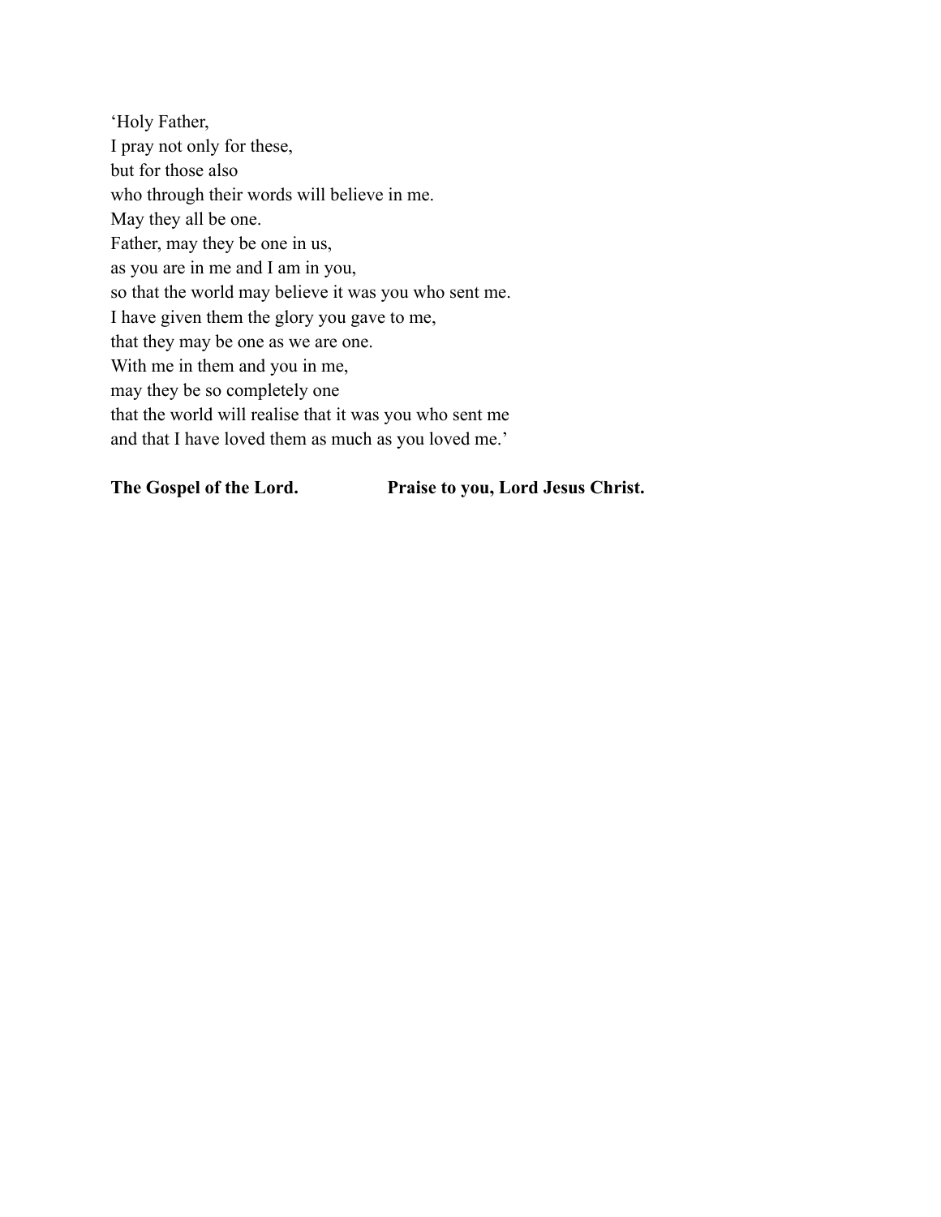'Holy Father,  
I pray not only for these,  
but for those also  
who through their words will believe in me.  
May they all be one.  
Father, may they be one in us,  
as you are in me and I am in you,  
so that the world may believe it was you who sent me.  
I have given them the glory you gave to me,  
that they may be one as we are one.  
With me in them and you in me,  
may they be so completely one  
that the world will realise that it was you who sent me  
and that I have loved them as much as you loved me.'

**The Gospel of the Lord.** **Praise to you, Lord Jesus Christ.**